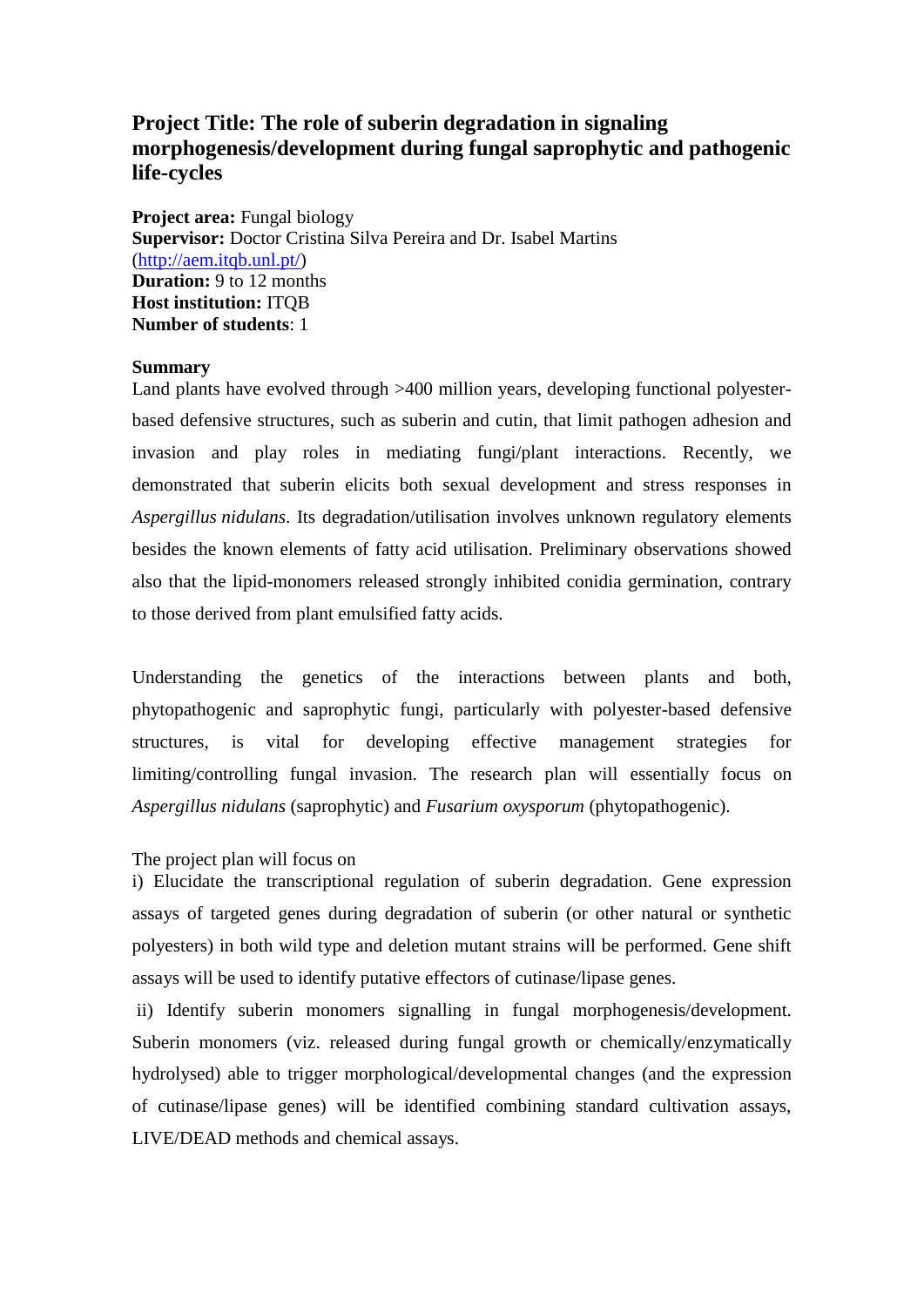# Project Title: The role of suberin degradation in signaling morphogenesis/development during fungal saprophytic and pathogenic life-cycles

**Project area:** Fungal biology
**Supervisor:** Doctor Cristina Silva Pereira and Dr. Isabel Martins (http://aem.itqb.unl.pt/)
**Duration:** 9 to 12 months
**Host institution:** ITQB
**Number of students**: 1

**Summary**

Land plants have evolved through >400 million years, developing functional polyester-based defensive structures, such as suberin and cutin, that limit pathogen adhesion and invasion and play roles in mediating fungi/plant interactions. Recently, we demonstrated that suberin elicits both sexual development and stress responses in *Aspergillus nidulans*. Its degradation/utilisation involves unknown regulatory elements besides the known elements of fatty acid utilisation. Preliminary observations showed also that the lipid-monomers released strongly inhibited conidia germination, contrary to those derived from plant emulsified fatty acids.

Understanding the genetics of the interactions between plants and both, phytopathogenic and saprophytic fungi, particularly with polyester-based defensive structures, is vital for developing effective management strategies for limiting/controlling fungal invasion. The research plan will essentially focus on *Aspergillus nidulans* (saprophytic) and *Fusarium oxysporum* (phytopathogenic).

The project plan will focus on

i) Elucidate the transcriptional regulation of suberin degradation. Gene expression assays of targeted genes during degradation of suberin (or other natural or synthetic polyesters) in both wild type and deletion mutant strains will be performed. Gene shift assays will be used to identify putative effectors of cutinase/lipase genes.

ii) Identify suberin monomers signalling in fungal morphogenesis/development. Suberin monomers (viz. released during fungal growth or chemically/enzymatically hydrolysed) able to trigger morphological/developmental changes (and the expression of cutinase/lipase genes) will be identified combining standard cultivation assays, LIVE/DEAD methods and chemical assays.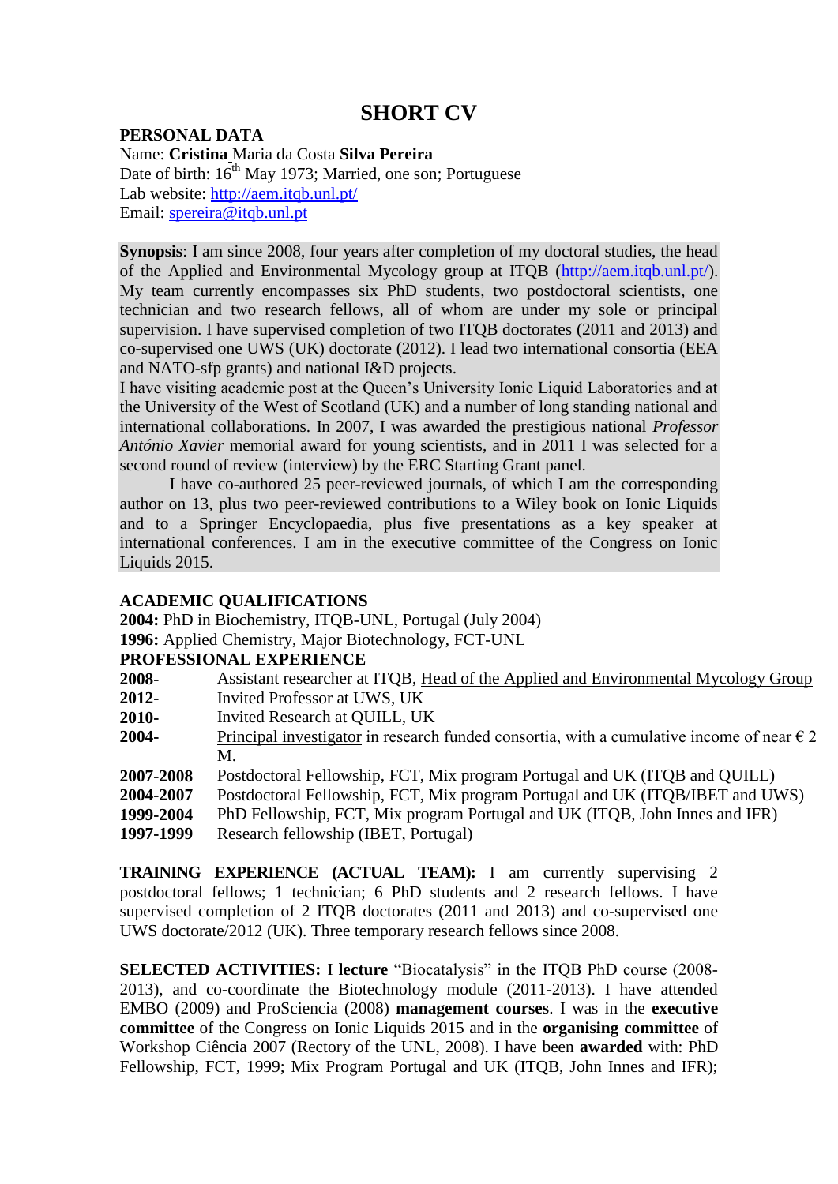# SHORT CV

**PERSONAL DATA**

Name: **Cristina** Maria da Costa **Silva Pereira**
Date of birth: 16th May 1973; Married, one son; Portuguese
Lab website: http://aem.itqb.unl.pt/
Email: spereira@itqb.unl.pt

**Synopsis**: I am since 2008, four years after completion of my doctoral studies, the head of the Applied and Environmental Mycology group at ITQB (http://aem.itqb.unl.pt/). My team currently encompasses six PhD students, two postdoctoral scientists, one technician and two research fellows, all of whom are under my sole or principal supervision. I have supervised completion of two ITQB doctorates (2011 and 2013) and co-supervised one UWS (UK) doctorate (2012). I lead two international consortia (EEA and NATO-sfp grants) and national I&D projects.
I have visiting academic post at the Queen's University Ionic Liquid Laboratories and at the University of the West of Scotland (UK) and a number of long standing national and international collaborations. In 2007, I was awarded the prestigious national *Professor António Xavier* memorial award for young scientists, and in 2011 I was selected for a second round of review (interview) by the ERC Starting Grant panel.

I have co-authored 25 peer-reviewed journals, of which I am the corresponding author on 13, plus two peer-reviewed contributions to a Wiley book on Ionic Liquids and to a Springer Encyclopaedia, plus five presentations as a key speaker at international conferences. I am in the executive committee of the Congress on Ionic Liquids 2015.

**ACADEMIC QUALIFICATIONS**

**2004:** PhD in Biochemistry, ITQB-UNL, Portugal (July 2004)
**1996:** Applied Chemistry, Major Biotechnology, FCT-UNL

**PROFESSIONAL EXPERIENCE**

| | |
|---|---|
| **2008-** | Assistant researcher at ITQB, Head of the Applied and Environmental Mycology Group |
| **2012-** | Invited Professor at UWS, UK |
| **2010-** | Invited Research at QUILL, UK |
| **2004-** | Principal investigator in research funded consortia, with a cumulative income of near € 2 M. |
| **2007-2008** | Postdoctoral Fellowship, FCT, Mix program Portugal and UK (ITQB and QUILL) |
| **2004-2007** | Postdoctoral Fellowship, FCT, Mix program Portugal and UK (ITQB/IBET and UWS) |
| **1999-2004** | PhD Fellowship, FCT, Mix program Portugal and UK (ITQB, John Innes and IFR) |
| **1997-1999** | Research fellowship (IBET, Portugal) |

**TRAINING EXPERIENCE (ACTUAL TEAM):** I am currently supervising 2 postdoctoral fellows; 1 technician; 6 PhD students and 2 research fellows. I have supervised completion of 2 ITQB doctorates (2011 and 2013) and co-supervised one UWS doctorate/2012 (UK). Three temporary research fellows since 2008.

**SELECTED ACTIVITIES:** I **lecture** "Biocatalysis" in the ITQB PhD course (2008-2013), and co-coordinate the Biotechnology module (2011-2013). I have attended EMBO (2009) and ProSciencia (2008) **management courses**. I was in the **executive committee** of the Congress on Ionic Liquids 2015 and in the **organising committee** of Workshop Ciência 2007 (Rectory of the UNL, 2008). I have been **awarded** with: PhD Fellowship, FCT, 1999; Mix Program Portugal and UK (ITQB, John Innes and IFR);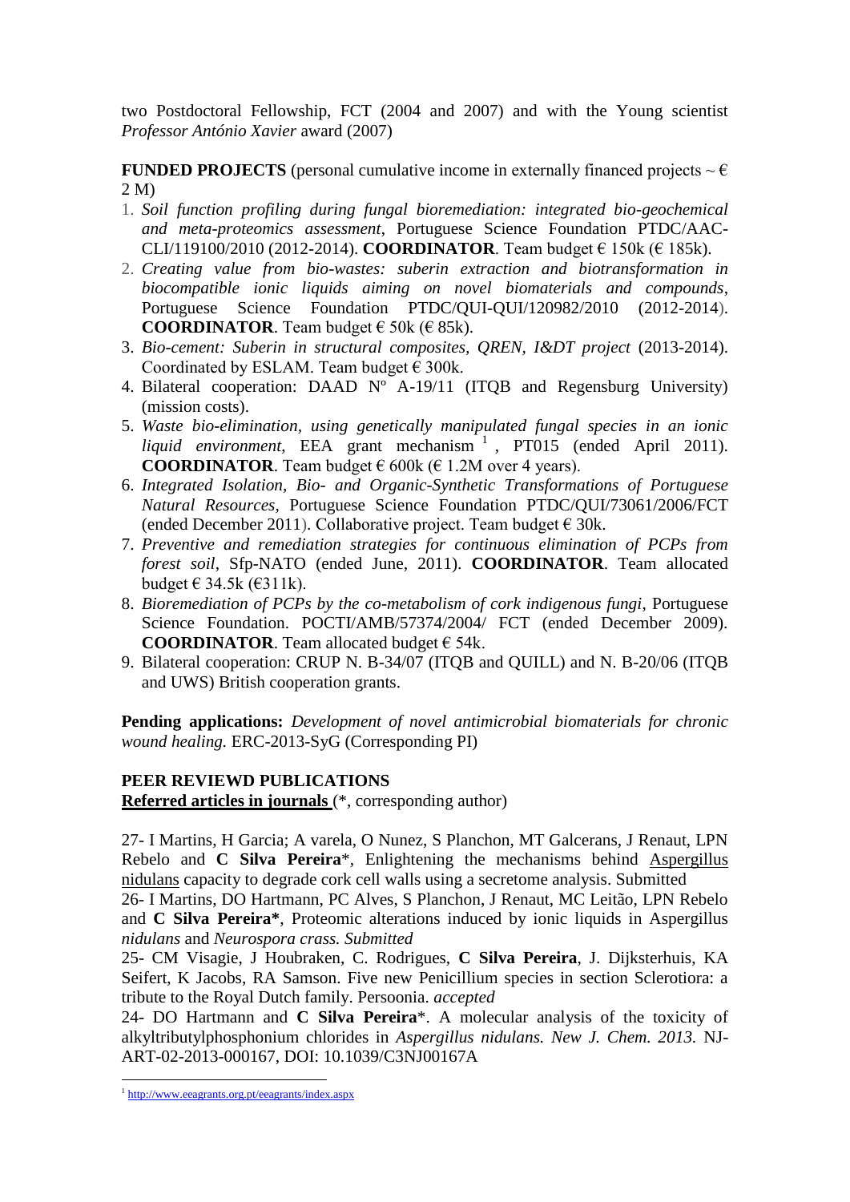two Postdoctoral Fellowship, FCT (2004 and 2007) and with the Young scientist *Professor António Xavier* award (2007)

**FUNDED PROJECTS** (personal cumulative income in externally financed projects ~ € 2 M)

1. *Soil function profiling during fungal bioremediation: integrated bio-geochemical and meta-proteomics assessment*, Portuguese Science Foundation PTDC/AAC-CLI/119100/2010 (2012-2014). **COORDINATOR**. Team budget € 150k (€ 185k).
2. *Creating value from bio-wastes: suberin extraction and biotransformation in biocompatible ionic liquids aiming on novel biomaterials and compounds*, Portuguese Science Foundation PTDC/QUI-QUI/120982/2010 (2012-2014). **COORDINATOR**. Team budget € 50k (€ 85k).
3. *Bio-cement: Suberin in structural composites, QREN, I&DT project* (2013-2014). Coordinated by ESLAM. Team budget € 300k.
4. Bilateral cooperation: DAAD Nº A-19/11 (ITQB and Regensburg University) (mission costs).
5. *Waste bio-elimination, using genetically manipulated fungal species in an ionic liquid environment*, EEA grant mechanism [1], PT015 (ended April 2011). **COORDINATOR**. Team budget € 600k (€ 1.2M over 4 years).
6. *Integrated Isolation, Bio- and Organic-Synthetic Transformations of Portuguese Natural Resources*, Portuguese Science Foundation PTDC/QUI/73061/2006/FCT (ended December 2011). Collaborative project. Team budget € 30k.
7. *Preventive and remediation strategies for continuous elimination of PCPs from forest soil*, Sfp-NATO (ended June, 2011). **COORDINATOR**. Team allocated budget € 34.5k (€311k).
8. *Bioremediation of PCPs by the co-metabolism of cork indigenous fungi*, Portuguese Science Foundation. POCTI/AMB/57374/2004/ FCT (ended December 2009). **COORDINATOR**. Team allocated budget € 54k.
9. Bilateral cooperation: CRUP N. B-34/07 (ITQB and QUILL) and N. B-20/06 (ITQB and UWS) British cooperation grants.

**Pending applications:** *Development of novel antimicrobial biomaterials for chronic wound healing.* ERC-2013-SyG (Corresponding PI)

**PEER REVIEWD PUBLICATIONS**

**Referred articles in journals** (*, corresponding author)

27- I Martins, H Garcia; A varela, O Nunez, S Planchon, MT Galcerans, J Renaut, LPN Rebelo and **C Silva Pereira***, Enlightening the mechanisms behind Aspergillus nidulans capacity to degrade cork cell walls using a secretome analysis. Submitted

26- I Martins, DO Hartmann, PC Alves, S Planchon, J Renaut, MC Leitão, LPN Rebelo and **C Silva Pereira***, Proteomic alterations induced by ionic liquids in Aspergillus *nidulans* and *Neurospora crass. Submitted*

25- CM Visagie, J Houbraken, C. Rodrigues, **C Silva Pereira**, J. Dijksterhuis, KA Seifert, K Jacobs, RA Samson. Five new Penicillium species in section Sclerotiora: a tribute to the Royal Dutch family. Persoonia. *accepted*

24- DO Hartmann and **C Silva Pereira***. A molecular analysis of the toxicity of alkyltributylphosphonium chlorides in *Aspergillus nidulans. New J. Chem. 2013*. NJ-ART-02-2013-000167, DOI: 10.1039/C3NJ00167A

[1] http://www.eeagrants.org.pt/eeagrants/index.aspx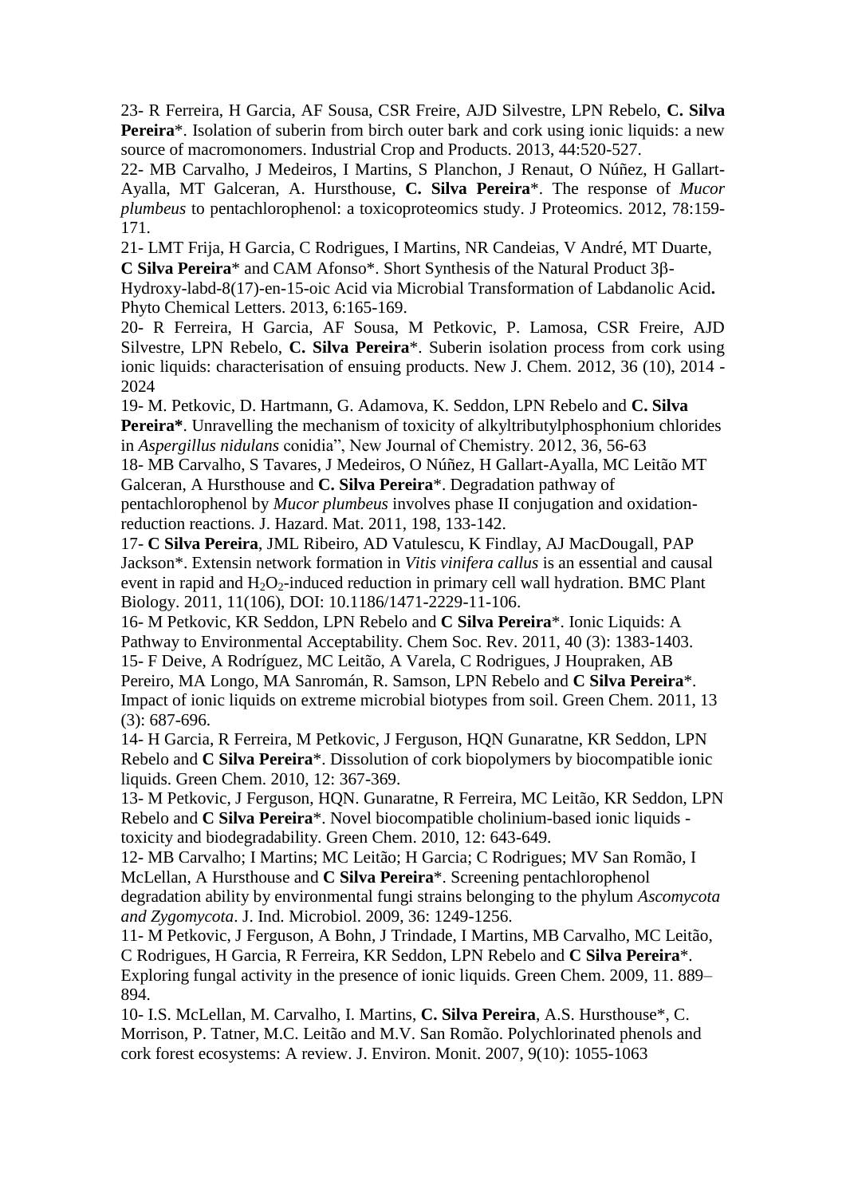23- R Ferreira, H Garcia, AF Sousa, CSR Freire, AJD Silvestre, LPN Rebelo, **C. Silva Pereira**\*. Isolation of suberin from birch outer bark and cork using ionic liquids: a new source of macromonomers. Industrial Crop and Products. 2013, 44:520-527.

22- MB Carvalho, J Medeiros, I Martins, S Planchon, J Renaut, O Núñez, H Gallart-Ayalla, MT Galceran, A. Hursthouse, **C. Silva Pereira**\*. The response of *Mucor plumbeus* to pentachlorophenol: a toxicoproteomics study. J Proteomics. 2012, 78:159-171.

21- LMT Frija, H Garcia, C Rodrigues, I Martins, NR Candeias, V André, MT Duarte, **C Silva Pereira**\* and CAM Afonso\*. Short Synthesis of the Natural Product 3β-Hydroxy-labd-8(17)-en-15-oic Acid via Microbial Transformation of Labdanolic Acid**.** Phyto Chemical Letters. 2013, 6:165-169.

20- R Ferreira, H Garcia, AF Sousa, M Petkovic, P. Lamosa, CSR Freire, AJD Silvestre, LPN Rebelo, **C. Silva Pereira**\*. Suberin isolation process from cork using ionic liquids: characterisation of ensuing products. New J. Chem. 2012, 36 (10), 2014 - 2024

19- M. Petkovic, D. Hartmann, G. Adamova, K. Seddon, LPN Rebelo and **C. Silva Pereira\***. Unravelling the mechanism of toxicity of alkyltributylphosphonium chlorides in *Aspergillus nidulans* conidia", New Journal of Chemistry. 2012, 36, 56-63

18- MB Carvalho, S Tavares, J Medeiros, O Núñez, H Gallart-Ayalla, MC Leitão MT Galceran, A Hursthouse and **C. Silva Pereira**\*. Degradation pathway of pentachlorophenol by *Mucor plumbeus* involves phase II conjugation and oxidation-reduction reactions. J. Hazard. Mat. 2011, 198, 133-142.

17- **C Silva Pereira**, JML Ribeiro, AD Vatulescu, K Findlay, AJ MacDougall, PAP Jackson\*. Extensin network formation in *Vitis vinifera callus* is an essential and causal event in rapid and $H_2O_2$-induced reduction in primary cell wall hydration. BMC Plant Biology. 2011, 11(106), DOI: 10.1186/1471-2229-11-106.

16- M Petkovic, KR Seddon, LPN Rebelo and **C Silva Pereira**\*. Ionic Liquids: A Pathway to Environmental Acceptability. Chem Soc. Rev. 2011, 40 (3): 1383-1403.

15- F Deive, A Rodríguez, MC Leitão, A Varela, C Rodrigues, J Houpraken, AB Pereiro, MA Longo, MA Sanromán, R. Samson, LPN Rebelo and **C Silva Pereira**\*. Impact of ionic liquids on extreme microbial biotypes from soil. Green Chem. 2011, 13 (3): 687-696.

14- H Garcia, R Ferreira, M Petkovic, J Ferguson, HQN Gunaratne, KR Seddon, LPN Rebelo and **C Silva Pereira**\*. Dissolution of cork biopolymers by biocompatible ionic liquids. Green Chem. 2010, 12: 367-369.

13- M Petkovic, J Ferguson, HQN. Gunaratne, R Ferreira, MC Leitão, KR Seddon, LPN Rebelo and **C Silva Pereira**\*. Novel biocompatible cholinium-based ionic liquids - toxicity and biodegradability. Green Chem. 2010, 12: 643-649.

12- MB Carvalho; I Martins; MC Leitão; H Garcia; C Rodrigues; MV San Romão, I McLellan, A Hursthouse and **C Silva Pereira**\*. Screening pentachlorophenol degradation ability by environmental fungi strains belonging to the phylum *Ascomycota and Zygomycota*. J. Ind. Microbiol. 2009, 36: 1249-1256.

11- M Petkovic, J Ferguson, A Bohn, J Trindade, I Martins, MB Carvalho, MC Leitão, C Rodrigues, H Garcia, R Ferreira, KR Seddon, LPN Rebelo and **C Silva Pereira**\*. Exploring fungal activity in the presence of ionic liquids. Green Chem. 2009, 11. 889–894.

10- I.S. McLellan, M. Carvalho, I. Martins, **C. Silva Pereira**, A.S. Hursthouse\*, C. Morrison, P. Tatner, M.C. Leitão and M.V. San Romão. Polychlorinated phenols and cork forest ecosystems: A review. J. Environ. Monit. 2007, 9(10): 1055-1063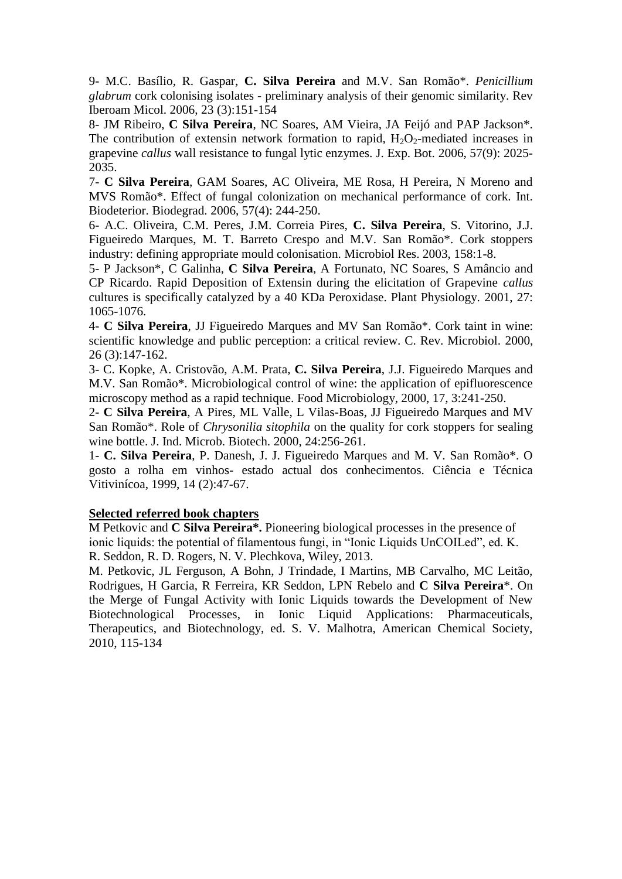9- M.C. Basílio, R. Gaspar, **C. Silva Pereira** and M.V. San Romão*. *Penicillium glabrum* cork colonising isolates - preliminary analysis of their genomic similarity. Rev Iberoam Micol. 2006, 23 (3):151-154

8- JM Ribeiro, **C Silva Pereira**, NC Soares, AM Vieira, JA Feijó and PAP Jackson*. The contribution of extensin network formation to rapid, $H_2O_2$-mediated increases in grapevine *callus* wall resistance to fungal lytic enzymes. J. Exp. Bot. 2006, 57(9): 2025-2035.

7- **C Silva Pereira**, GAM Soares, AC Oliveira, ME Rosa, H Pereira, N Moreno and MVS Romão*. Effect of fungal colonization on mechanical performance of cork. Int. Biodeterior. Biodegrad. 2006, 57(4): 244-250.

6- A.C. Oliveira, C.M. Peres, J.M. Correia Pires, **C. Silva Pereira**, S. Vitorino, J.J. Figueiredo Marques, M. T. Barreto Crespo and M.V. San Romão*. Cork stoppers industry: defining appropriate mould colonisation. Microbiol Res. 2003, 158:1-8.

5- P Jackson*, C Galinha, **C Silva Pereira**, A Fortunato, NC Soares, S Amâncio and CP Ricardo. Rapid Deposition of Extensin during the elicitation of Grapevine *callus* cultures is specifically catalyzed by a 40 KDa Peroxidase. Plant Physiology. 2001, 27: 1065-1076.

4- **C Silva Pereira**, JJ Figueiredo Marques and MV San Romão*. Cork taint in wine: scientific knowledge and public perception: a critical review. C. Rev. Microbiol. 2000, 26 (3):147-162.

3- C. Kopke, A. Cristovão, A.M. Prata, **C. Silva Pereira**, J.J. Figueiredo Marques and M.V. San Romão*. Microbiological control of wine: the application of epifluorescence microscopy method as a rapid technique. Food Microbiology, 2000, 17, 3:241-250.

2- **C Silva Pereira**, A Pires, ML Valle, L Vilas-Boas, JJ Figueiredo Marques and MV San Romão*. Role of *Chrysonilia sitophila* on the quality for cork stoppers for sealing wine bottle. J. Ind. Microb. Biotech. 2000, 24:256-261.

1- **C. Silva Pereira**, P. Danesh, J. J. Figueiredo Marques and M. V. San Romão*. O gosto a rolha em vinhos- estado actual dos conhecimentos. Ciência e Técnica Vitivinícoa, 1999, 14 (2):47-67.

**<u>Selected referred book chapters</u>**

M Petkovic and **C Silva Pereira*.** Pioneering biological processes in the presence of ionic liquids: the potential of filamentous fungi, in "Ionic Liquids UnCOILed", ed. K. R. Seddon, R. D. Rogers, N. V. Plechkova, Wiley, 2013.

M. Petkovic, JL Ferguson, A Bohn, J Trindade, I Martins, MB Carvalho, MC Leitão, Rodrigues, H Garcia, R Ferreira, KR Seddon, LPN Rebelo and **C Silva Pereira***. On the Merge of Fungal Activity with Ionic Liquids towards the Development of New Biotechnological Processes, in Ionic Liquid Applications: Pharmaceuticals, Therapeutics, and Biotechnology, ed. S. V. Malhotra, American Chemical Society, 2010, 115-134